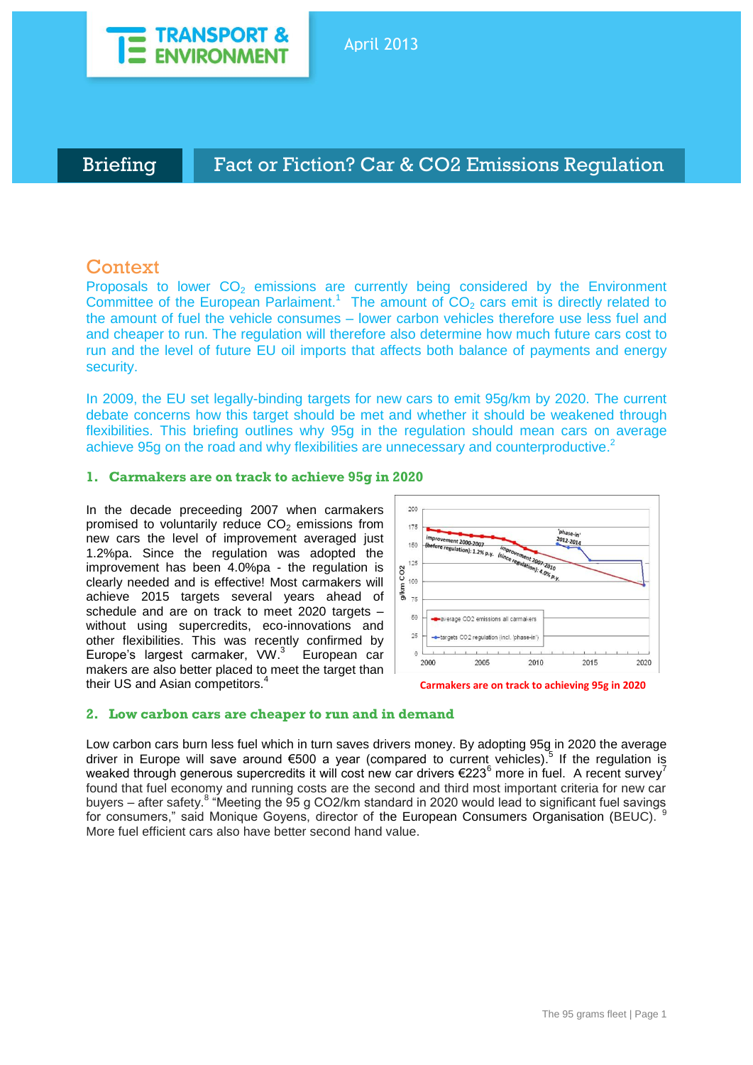TRANSPORT & ENVIRONMENT

April 2013

# Briefing — Fact or Fiction? Car & CO2 Emissions Regulation

## Context

Proposals to lower $CO_2$ emissions are currently being considered by the Environment Committee of the European Parliament.[1] The amount of $CO_2$ cars emit is directly related to the amount of fuel the vehicle consumes – lower carbon vehicles therefore use less fuel and and cheaper to run. The regulation will therefore also determine how much future cars cost to run and the level of future EU oil imports that affects both balance of payments and energy security.

In 2009, the EU set legally-binding targets for new cars to emit 95g/km by 2020. The current debate concerns how this target should be met and whether it should be weakened through flexibilities. This briefing outlines why 95g in the regulation should mean cars on average achieve 95g on the road and why flexibilities are unnecessary and counterproductive.[2]

### 1. Carmakers are on track to achieve 95g in 2020

In the decade preceeding 2007 when carmakers promised to voluntarily reduce $CO_2$ emissions from new cars the level of improvement averaged just 1.2%pa. Since the regulation was adopted the improvement has been 4.0%pa - the regulation is clearly needed and is effective! Most carmakers will achieve 2015 targets several years ahead of schedule and are on track to meet 2020 targets – without using supercredits, eco-innovations and other flexibilities. This was recently confirmed by Europe's largest carmaker, VW.[3] European car makers are also better placed to meet the target than their US and Asian competitors.[4]

Carmakers are on track to achieving 95g in 2020

### 2. Low carbon cars are cheaper to run and in demand

Low carbon cars burn less fuel which in turn saves drivers money. By adopting 95g in 2020 the average driver in Europe will save around €500 a year (compared to current vehicles).[5] If the regulation is weaked through generous supercredits it will cost new car drivers €223[6] more in fuel. A recent survey[7] found that fuel economy and running costs are the second and third most important criteria for new car buyers – after safety.[8] "Meeting the 95 g CO2/km standard in 2020 would lead to significant fuel savings for consumers," said Monique Goyens, director of the European Consumers Organisation (BEUC).[9] More fuel efficient cars also have better second hand value.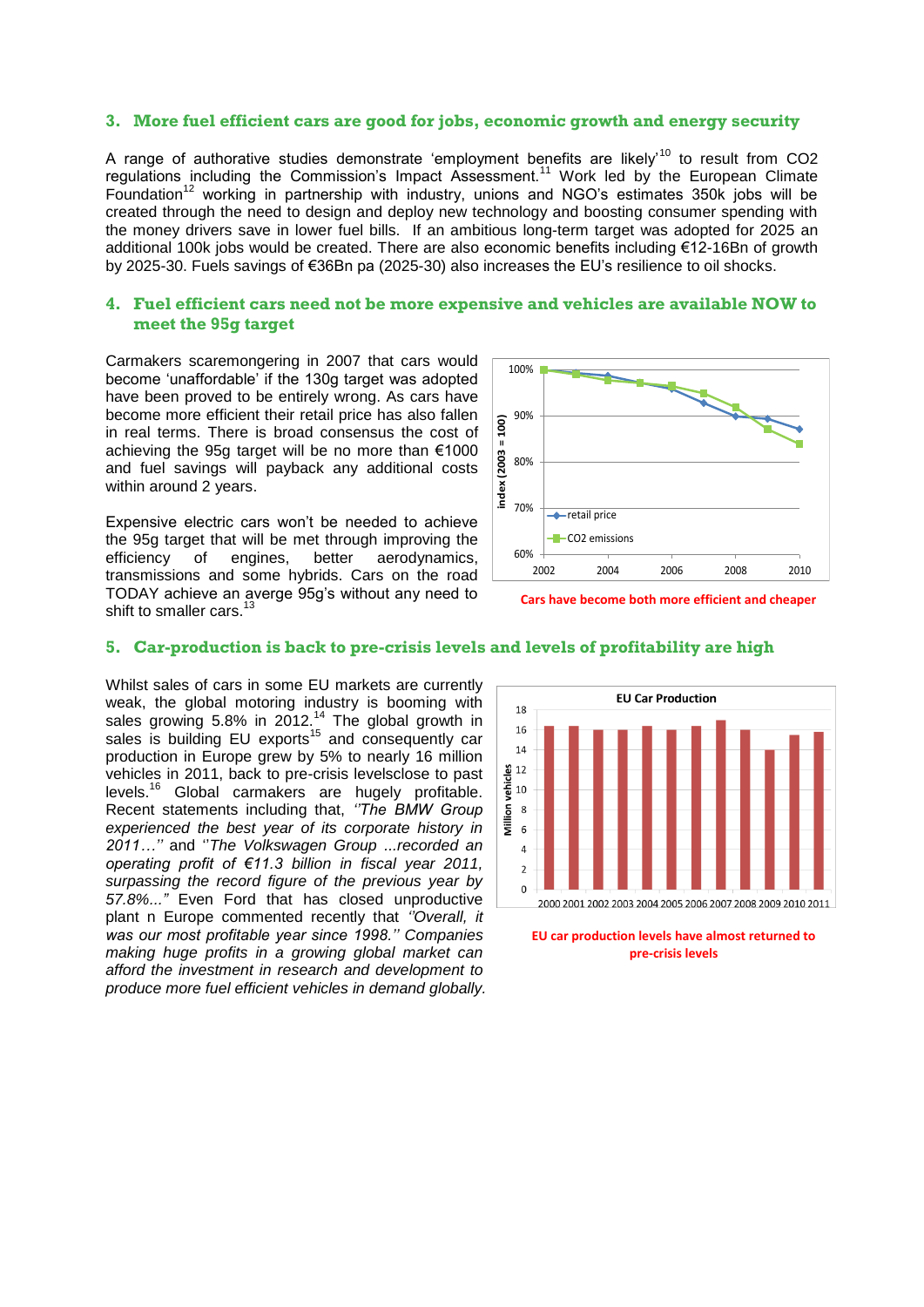## 3. More fuel efficient cars are good for jobs, economic growth and energy security

A range of authorative studies demonstrate 'employment benefits are likely'[10] to result from $CO_2$ regulations including the Commission's Impact Assessment.[11] Work led by the European Climate Foundation[12] working in partnership with industry, unions and NGO's estimates 350k jobs will be created through the need to design and deploy new technology and boosting consumer spending with the money drivers save in lower fuel bills. If an ambitious long-term target was adopted for 2025 an additional 100k jobs would be created. There are also economic benefits including €12-16Bn of growth by 2025-30. Fuels savings of €36Bn pa (2025-30) also increases the EU's resilience to oil shocks.

## 4. Fuel efficient cars need not be more expensive and vehicles are available NOW to meet the 95g target

Carmakers scaremongering in 2007 that cars would become 'unaffordable' if the 130g target was adopted have been proved to be entirely wrong. As cars have become more efficient their retail price has also fallen in real terms. There is broad consensus the cost of achieving the 95g target will be no more than €1000 and fuel savings will payback any additional costs within around 2 years.

Expensive electric cars won't be needed to achieve the 95g target that will be met through improving the efficiency of engines, better aerodynamics, transmissions and some hybrids. Cars on the road TODAY achieve an averge 95g's without any need to shift to smaller cars.[13]

Cars have become both more efficient and cheaper

## 5. Car-production is back to pre-crisis levels and levels of profitability are high

Whilst sales of cars in some EU markets are currently weak, the global motoring industry is booming with sales growing 5.8% in 2012.[14] The global growth in sales is building EU exports[15] and consequently car production in Europe grew by 5% to nearly 16 million vehicles in 2011, back to pre-crisis levelsclose to past levels.[16] Global carmakers are hugely profitable. Recent statements including that, *''The BMW Group experienced the best year of its corporate history in 2011…''* and *''The Volkswagen Group ...recorded an operating profit of €11.3 billion in fiscal year 2011, surpassing the record figure of the previous year by 57.8%...''* Even Ford that has closed unproductive plant n Europe commented recently that *''Overall, it was our most profitable year since 1998.'' Companies making huge profits in a growing global market can afford the investment in research and development to produce more fuel efficient vehicles in demand globally.*

EU car production levels have almost returned to pre-crisis levels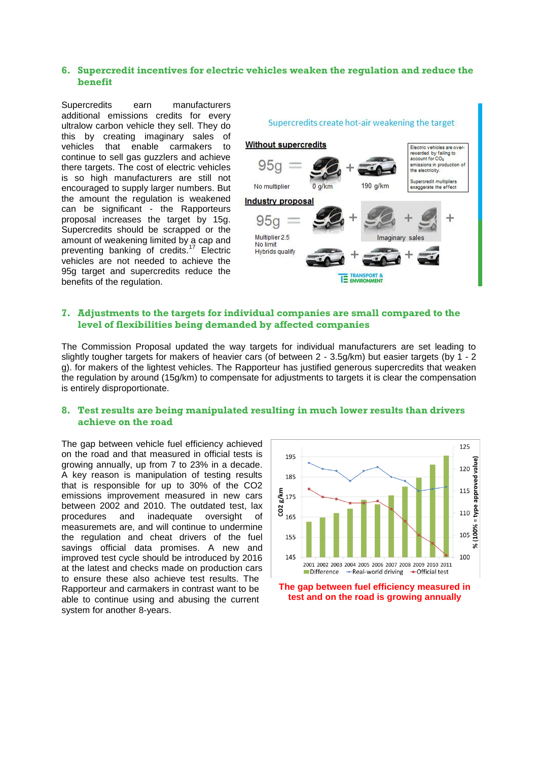## 6. Supercredit incentives for electric vehicles weaken the regulation and reduce the benefit

Supercredits earn manufacturers additional emissions credits for every ultralow carbon vehicle they sell. They do this by creating imaginary sales of vehicles that enable carmakers to continue to sell gas guzzlers and achieve there targets. The cost of electric vehicles is so high manufacturers are still not encouraged to supply larger numbers. But the amount the regulation is weakened can be significant - the Rapporteurs proposal increases the target by 15g. Supercredits should be scrapped or the amount of weakening limited by a cap and preventing banking of credits.[17] Electric vehicles are not needed to achieve the 95g target and supercredits reduce the benefits of the regulation.

Supercredits create hot-air weakening the target

**Without supercredits**

95g = [0 g/km] + [190 g/km]

No multiplier

Electric vehicles are over-rewarded by failing to account for $CO_2$ emissions in production of the electricity.

Supercredit multipliers exaggerate the effect

**Industry proposal**

95g = + Imaginary sales +

Multiplier 2.5
No limit
Hybrids qualify

TRANSPORT & ENVIRONMENT

## 7. Adjustments to the targets for individual companies are small compared to the level of flexibilities being demanded by affected companies

The Commission Proposal updated the way targets for individual manufacturers are set leading to slightly tougher targets for makers of heavier cars (of between 2 - 3.5g/km) but easier targets (by 1 - 2 g). for makers of the lightest vehicles. The Rapporteur has justified generous supercredits that weaken the regulation by around (15g/km) to compensate for adjustments to targets it is clear the compensation is entirely disproportionate.

## 8. Test results are being manipulated resulting in much lower results than drivers achieve on the road

The gap between vehicle fuel efficiency achieved on the road and that measured in official tests is growing annually, up from 7 to 23% in a decade. A key reason is manipulation of testing results that is responsible for up to 30% of the CO2 emissions improvement measured in new cars between 2002 and 2010. The outdated test, lax procedures and inadequate oversight of measuremets are, and will continue to undermine the regulation and cheat drivers of the fuel savings official data promises. A new and improved test cycle should be introduced by 2016 at the latest and checks made on production cars to ensure these also achieve test results. The Rapporteur and carmakers in contrast want to be able to continue using and abusing the current system for another 8-years.

**The gap between fuel efficiency measured in test and on the road is growing annually**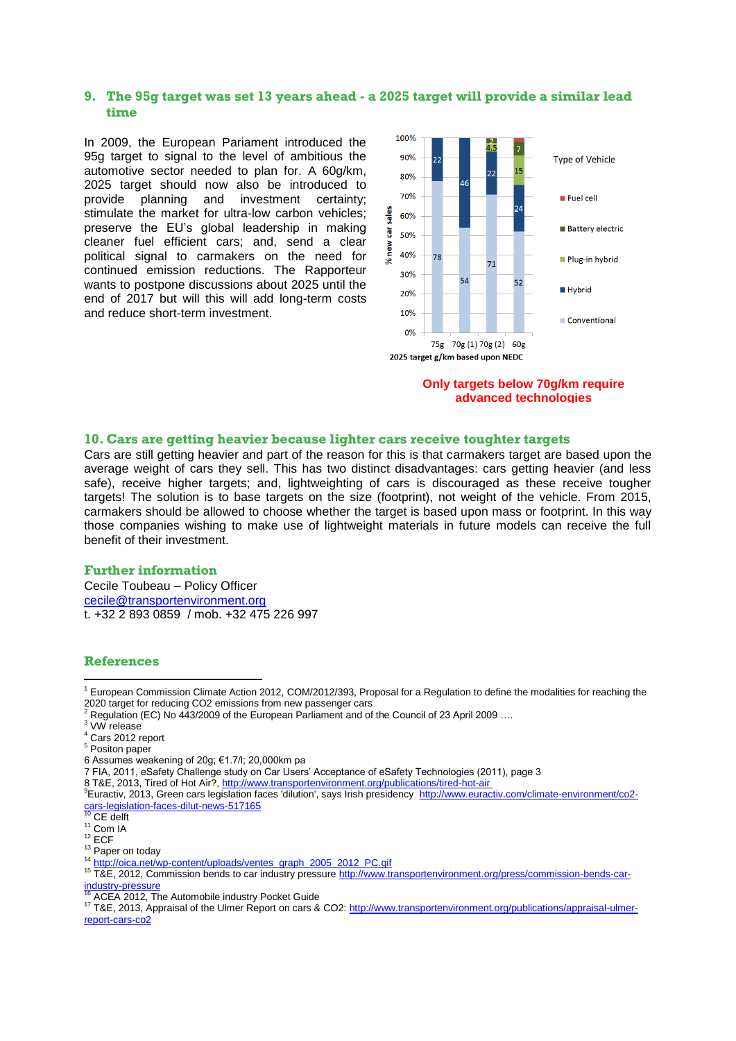## 9. The 95g target was set 13 years ahead - a 2025 target will provide a similar lead time

In 2009, the European Pariament introduced the 95g target to signal to the level of ambitious the automotive sector needed to plan for. A 60g/km, 2025 target should now also be introduced to provide planning and investment certainty; stimulate the market for ultra-low carbon vehicles; preserve the EU's global leadership in making cleaner fuel efficient cars; and, send a clear political signal to carmakers on the need for continued emission reductions. The Rapporteur wants to postpone discussions about 2025 until the end of 2017 but will this will add long-term costs and reduce short-term investment.

100%
90%
80%
70%
60%
50%
40%
30%
20%
10%
0%

% new car sales

22
78
46
54
2
4.5
22
71
7
15
24
52

75g
70g (1)
70g (2)
60g

2025 target g/km based upon NEDC

Type of Vehicle

Fuel cell
Battery electric
Plug-in hybrid
Hybrid
Conventional

**Only targets below 70g/km require advanced technologies**

## 10. Cars are getting heavier because lighter cars receive toughter targets

Cars are still getting heavier and part of the reason for this is that carmakers target are based upon the average weight of cars they sell. This has two distinct disadvantages: cars getting heavier (and less safe), receive higher targets; and, lightweighting of cars is discouraged as these receive tougher targets! The solution is to base targets on the size (footprint), not weight of the vehicle. From 2015, carmakers should be allowed to choose whether the target is based upon mass or footprint. In this way those companies wishing to make use of lightweight materials in future models can receive the full benefit of their investment.

## Further information

Cecile Toubeau – Policy Officer
cecile@transportenvironment.org
t. +32 2 893 0859 / mob. +32 475 226 997

## References

[1] European Commission Climate Action 2012, COM/2012/393, Proposal for a Regulation to define the modalities for reaching the 2020 target for reducing CO2 emissions from new passenger cars
[2] Regulation (EC) No 443/2009 of the European Parliament and of the Council of 23 April 2009 ….
[3] VW release
[4] Cars 2012 report
[5] Positon paper
6 Assumes weakening of 20g; €1.7/l; 20,000km pa
7 FIA, 2011, eSafety Challenge study on Car Users' Acceptance of eSafety Technologies (2011), page 3
8 T&E, 2013, Tired of Hot Air?, http://www.transportenvironment.org/publications/tired-hot-air
[9]Euractiv, 2013, Green cars legislation faces 'dilution', says Irish presidency http://www.euractiv.com/climate-environment/co2-cars-legislation-faces-dilut-news-517165
[10] CE delft
[11] Com IA
[12] ECF
[13] Paper on today
[14] http://oica.net/wp-content/uploads/ventes_graph_2005_2012_PC.gif
[15] T&E, 2012, Commission bends to car industry pressure http://www.transportenvironment.org/press/commission-bends-car-industry-pressure
[16] ACEA 2012, The Automobile industry Pocket Guide
[17] T&E, 2013, Appraisal of the Ulmer Report on cars & CO2: http://www.transportenvironment.org/publications/appraisal-ulmer-report-cars-co2